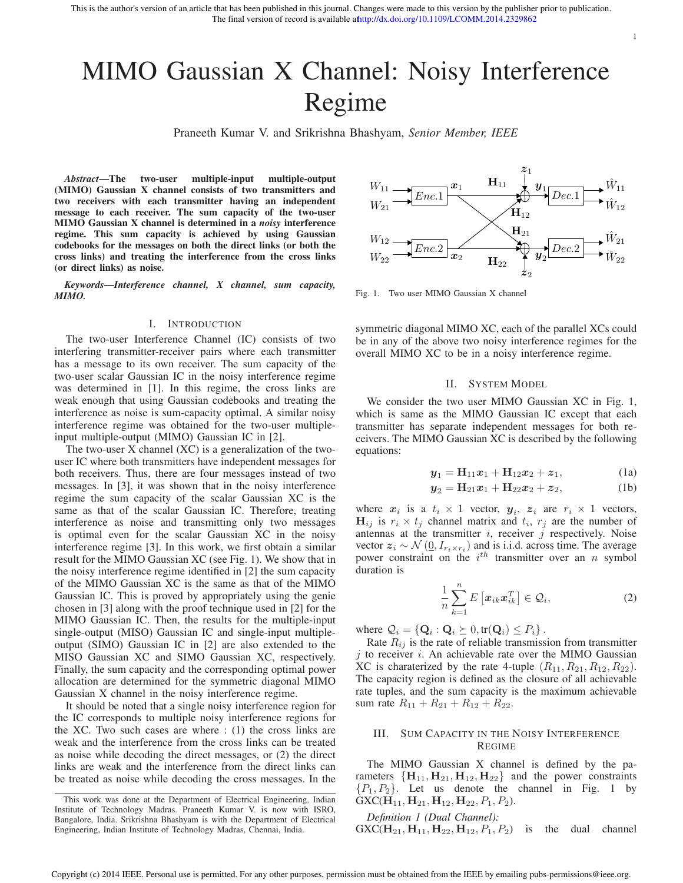This is the author's version of an article that has been published in this journal. Changes were made to this version by the publisher prior to publication. The final version of record is available at http://dx.doi.org/10.1109/LCOMM.2014.2329862

# MIMO Gaussian X Channel: Noisy Interference Regime

Praneeth Kumar V. and Srikrishna Bhashyam, *Senior Member, IEEE*

***Abstract*—The two-user multiple-input multiple-output (MIMO) Gaussian X channel consists of two transmitters and two receivers with each transmitter having an independent message to each receiver. The sum capacity of the two-user MIMO Gaussian X channel is determined in a *noisy* interference regime. This sum capacity is achieved by using Gaussian codebooks for the messages on both the direct links (or both the cross links) and treating the interference from the cross links (or direct links) as noise.**

***Keywords*—*Interference channel, X channel, sum capacity, MIMO.***

## I. Introduction

The two-user Interference Channel (IC) consists of two interfering transmitter-receiver pairs where each transmitter has a message to its own receiver. The sum capacity of the two-user scalar Gaussian IC in the noisy interference regime was determined in [1]. In this regime, the cross links are weak enough that using Gaussian codebooks and treating the interference as noise is sum-capacity optimal. A similar noisy interference regime was obtained for the two-user multiple-input multiple-output (MIMO) Gaussian IC in [2].

The two-user X channel (XC) is a generalization of the two-user IC where both transmitters have independent messages for both receivers. Thus, there are four messages instead of two messages. In [3], it was shown that in the noisy interference regime the sum capacity of the scalar Gaussian XC is the same as that of the scalar Gaussian IC. Therefore, treating interference as noise and transmitting only two messages is optimal even for the scalar Gaussian XC in the noisy interference regime [3]. In this work, we first obtain a similar result for the MIMO Gaussian XC (see Fig. 1). We show that in the noisy interference regime identified in [2] the sum capacity of the MIMO Gaussian XC is the same as that of the MIMO Gaussian IC. This is proved by appropriately using the genie chosen in [3] along with the proof technique used in [2] for the MIMO Gaussian IC. Then, the results for the multiple-input single-output (MISO) Gaussian IC and single-input multiple-output (SIMO) Gaussian IC in [2] are also extended to the MISO Gaussian XC and SIMO Gaussian XC, respectively. Finally, the sum capacity and the corresponding optimal power allocation are determined for the symmetric diagonal MIMO Gaussian X channel in the noisy interference regime.

It should be noted that a single noisy interference region for the IC corresponds to multiple noisy interference regions for the XC. Two such cases are where : (1) the cross links are weak and the interference from the cross links can be treated as noise while decoding the direct messages, or (2) the direct links are weak and the interference from the direct links can be treated as noise while decoding the cross messages. In the symmetric diagonal MIMO XC, each of the parallel XCs could be in any of the above two noisy interference regimes for the overall MIMO XC to be in a noisy interference regime.

Fig. 1. Two user MIMO Gaussian X channel

## II. System Model

We consider the two user MIMO Gaussian XC in Fig. 1, which is same as the MIMO Gaussian IC except that each transmitter has separate independent messages for both receivers. The MIMO Gaussian XC is described by the following equations:

$$\boldsymbol{y}_1 = \mathbf{H}_{11}\boldsymbol{x}_1 + \mathbf{H}_{12}\boldsymbol{x}_2 + \boldsymbol{z}_1, \tag{1a}$$

$$\boldsymbol{y}_2 = \mathbf{H}_{21}\boldsymbol{x}_1 + \mathbf{H}_{22}\boldsymbol{x}_2 + \boldsymbol{z}_2, \tag{1b}$$

where $\boldsymbol{x}_i$ is a $t_i \times 1$ vector, $\boldsymbol{y}_i$, $\boldsymbol{z}_i$ are $r_i \times 1$ vectors, $\mathbf{H}_{ij}$ is $r_i \times t_j$ channel matrix and $t_i$, $r_j$ are the number of antennas at the transmitter $i$, receiver $j$ respectively. Noise vector $\boldsymbol{z}_i \sim \mathcal{N}\left(\underline{0}, I_{r_i \times r_i}\right)$ and is i.i.d. across time. The average power constraint on the $i^{th}$ transmitter over an $n$ symbol duration is

$$\frac{1}{n}\sum_{k=1}^{n} E\left[\boldsymbol{x}_{ik}\boldsymbol{x}_{ik}^T\right] \in \mathcal{Q}_i, \tag{2}$$

where $\mathcal{Q}_i = \{\mathbf{Q}_i : \mathbf{Q}_i \succeq 0, \text{tr}(\mathbf{Q}_i) \leq P_i\}$.

Rate $R_{ij}$ is the rate of reliable transmission from transmitter $j$ to receiver $i$. An achievable rate over the MIMO Gaussian XC is charaterized by the rate 4-tuple $(R_{11}, R_{21}, R_{12}, R_{22})$. The capacity region is defined as the closure of all achievable rate tuples, and the sum capacity is the maximum achievable sum rate $R_{11} + R_{21} + R_{12} + R_{22}$.

## III. Sum Capacity in the Noisy Interference Regime

The MIMO Gaussian X channel is defined by the parameters $\{\mathbf{H}_{11}, \mathbf{H}_{21}, \mathbf{H}_{12}, \mathbf{H}_{22}\}$ and the power constraints $\{P_1, P_2\}$. Let us denote the channel in Fig. 1 by $\text{GXC}(\mathbf{H}_{11}, \mathbf{H}_{21}, \mathbf{H}_{12}, \mathbf{H}_{22}, P_1, P_2)$.

*Definition 1 (Dual Channel):* $\text{GXC}(\mathbf{H}_{21}, \mathbf{H}_{11}, \mathbf{H}_{22}, \mathbf{H}_{12}, P_1, P_2)$ is the dual channel

This work was done at the Department of Electrical Engineering, Indian Institute of Technology Madras. Praneeth Kumar V. is now with ISRO, Bangalore, India. Srikrishna Bhashyam is with the Department of Electrical Engineering, Indian Institute of Technology Madras, Chennai, India.

Copyright (c) 2014 IEEE. Personal use is permitted. For any other purposes, permission must be obtained from the IEEE by emailing pubs-permissions@ieee.org.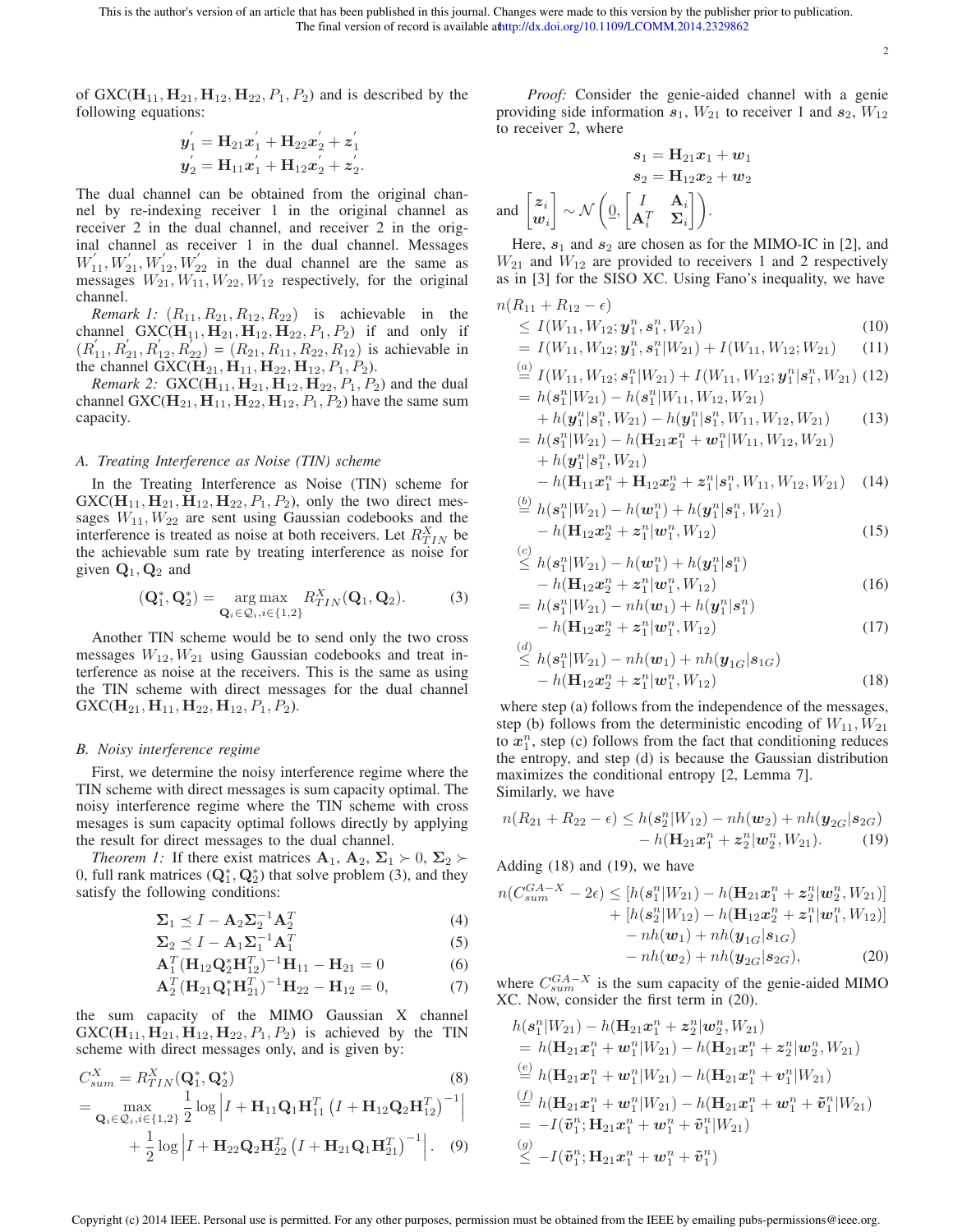of GXC($\mathbf{H}_{11}, \mathbf{H}_{21}, \mathbf{H}_{12}, \mathbf{H}_{22}, P_1, P_2$) and is described by the following equations:

$$\boldsymbol{y}_1^{'} = \mathbf{H}_{21}\boldsymbol{x}_1^{'} + \mathbf{H}_{22}\boldsymbol{x}_2^{'} + \boldsymbol{z}_1^{'}$$
$$\boldsymbol{y}_2^{'} = \mathbf{H}_{11}\boldsymbol{x}_1^{'} + \mathbf{H}_{12}\boldsymbol{x}_2^{'} + \boldsymbol{z}_2^{'}.$$

The dual channel can be obtained from the original channel by re-indexing receiver 1 in the original channel as receiver 2 in the dual channel, and receiver 2 in the original channel as receiver 1 in the dual channel. Messages $W_{11}^{'}, W_{21}^{'}, W_{12}^{'}, W_{22}^{'}$ in the dual channel are the same as messages $W_{21}, W_{11}, W_{22}, W_{12}$ respectively, for the original channel.

*Remark 1:* $(R_{11}, R_{21}, R_{12}, R_{22})$ is achievable in the channel GXC($\mathbf{H}_{11}, \mathbf{H}_{21}, \mathbf{H}_{12}, \mathbf{H}_{22}, P_1, P_2$) if and only if $(R_{11}^{'}, R_{21}^{'}, R_{12}^{'}, R_{22}^{'}) = (R_{21}, R_{11}, R_{22}, R_{12})$ is achievable in the channel GXC($\mathbf{H}_{21}, \mathbf{H}_{11}, \mathbf{H}_{22}, \mathbf{H}_{12}, P_1, P_2$).

*Remark 2:* GXC($\mathbf{H}_{11}, \mathbf{H}_{21}, \mathbf{H}_{12}, \mathbf{H}_{22}, P_1, P_2$) and the dual channel GXC($\mathbf{H}_{21}, \mathbf{H}_{11}, \mathbf{H}_{22}, \mathbf{H}_{12}, P_1, P_2$) have the same sum capacity.

### A. Treating Interference as Noise (TIN) scheme

In the Treating Interference as Noise (TIN) scheme for GXC($\mathbf{H}_{11}, \mathbf{H}_{21}, \mathbf{H}_{12}, \mathbf{H}_{22}, P_1, P_2$), only the two direct messages $W_{11}, W_{22}$ are sent using Gaussian codebooks and the interference is treated as noise at both receivers. Let $R_{TIN}^X$ be the achievable sum rate by treating interference as noise for given $\mathbf{Q}_1, \mathbf{Q}_2$ and

$$(\mathbf{Q}_1^*, \mathbf{Q}_2^*) = \underset{\mathbf{Q}_i \in \mathcal{Q}_i, i\in\{1,2\}}{\arg\max}\ R_{TIN}^X(\mathbf{Q}_1, \mathbf{Q}_2). \tag{3}$$

Another TIN scheme would be to send only the two cross messages $W_{12}, W_{21}$ using Gaussian codebooks and treat interference as noise at the receivers. This is the same as using the TIN scheme with direct messages for the dual channel GXC($\mathbf{H}_{21}, \mathbf{H}_{11}, \mathbf{H}_{22}, \mathbf{H}_{12}, P_1, P_2$).

### B. Noisy interference regime

First, we determine the noisy interference regime where the TIN scheme with direct messages is sum capacity optimal. The noisy interference regime where the TIN scheme with cross mesages is sum capacity optimal follows directly by applying the result for direct messages to the dual channel.

*Theorem 1:* If there exist matrices $\mathbf{A}_1$, $\mathbf{A}_2$, $\mathbf{\Sigma}_1 \succ 0$, $\mathbf{\Sigma}_2 \succ 0$, full rank matrices $(\mathbf{Q}_1^*, \mathbf{Q}_2^*)$ that solve problem (3), and they satisfy the following conditions:

$$\mathbf{\Sigma}_1 \preceq I - \mathbf{A}_2\mathbf{\Sigma}_2^{-1}\mathbf{A}_2^T \tag{4}$$
$$\mathbf{\Sigma}_2 \preceq I - \mathbf{A}_1\mathbf{\Sigma}_1^{-1}\mathbf{A}_1^T \tag{5}$$
$$\mathbf{A}_1^T(\mathbf{H}_{12}\mathbf{Q}_2^*\mathbf{H}_{12}^T)^{-1}\mathbf{H}_{11} - \mathbf{H}_{21} = 0 \tag{6}$$
$$\mathbf{A}_2^T(\mathbf{H}_{21}\mathbf{Q}_1^*\mathbf{H}_{21}^T)^{-1}\mathbf{H}_{22} - \mathbf{H}_{12} = 0, \tag{7}$$

the sum capacity of the MIMO Gaussian X channel GXC($\mathbf{H}_{11}, \mathbf{H}_{21}, \mathbf{H}_{12}, \mathbf{H}_{22}, P_1, P_2$) is achieved by the TIN scheme with direct messages only, and is given by:

$$C_{sum}^X = R_{TIN}^X(\mathbf{Q}_1^*, \mathbf{Q}_2^*) \tag{8}$$
$$= \max_{\mathbf{Q}_i \in \mathcal{Q}_i, i\in\{1,2\}} \frac{1}{2}\log\left|I + \mathbf{H}_{11}\mathbf{Q}_1\mathbf{H}_{11}^T\left(I + \mathbf{H}_{12}\mathbf{Q}_2\mathbf{H}_{12}^T\right)^{-1}\right| + \frac{1}{2}\log\left|I + \mathbf{H}_{22}\mathbf{Q}_2\mathbf{H}_{22}^T\left(I + \mathbf{H}_{21}\mathbf{Q}_1\mathbf{H}_{21}^T\right)^{-1}\right|. \tag{9}$$

*Proof:* Consider the genie-aided channel with a genie providing side information $\boldsymbol{s}_1$, $W_{21}$ to receiver 1 and $\boldsymbol{s}_2$, $W_{12}$ to receiver 2, where

$$\boldsymbol{s}_1 = \mathbf{H}_{21}\boldsymbol{x}_1 + \boldsymbol{w}_1$$
$$\boldsymbol{s}_2 = \mathbf{H}_{12}\boldsymbol{x}_2 + \boldsymbol{w}_2$$

and $\begin{bmatrix}\boldsymbol{z}_i \\ \boldsymbol{w}_i\end{bmatrix} \sim \mathcal{N}\left(\underline{0}, \begin{bmatrix} I & \mathbf{A}_i \\ \mathbf{A}_i^T & \mathbf{\Sigma}_i\end{bmatrix}\right)$.

Here, $\boldsymbol{s}_1$ and $\boldsymbol{s}_2$ are chosen as for the MIMO-IC in [2], and $W_{21}$ and $W_{12}$ are provided to receivers 1 and 2 respectively as in [3] for the SISO XC. Using Fano's inequality, we have

$$
\begin{aligned}
&n(R_{11} + R_{12} - \epsilon) \\
&\le I(W_{11}, W_{12}; \boldsymbol{y}_1^n, \boldsymbol{s}_1^n, W_{21}) && (10)\\
&= I(W_{11}, W_{12}; \boldsymbol{y}_1^n, \boldsymbol{s}_1^n | W_{21}) + I(W_{11}, W_{12}; W_{21}) && (11)\\
&\overset{(a)}{=} I(W_{11}, W_{12}; \boldsymbol{s}_1^n | W_{21}) + I(W_{11}, W_{12}; \boldsymbol{y}_1^n | \boldsymbol{s}_1^n, W_{21}) && (12)\\
&= h(\boldsymbol{s}_1^n | W_{21}) - h(\boldsymbol{s}_1^n | W_{11}, W_{12}, W_{21}) \\
&\quad + h(\boldsymbol{y}_1^n | \boldsymbol{s}_1^n, W_{21}) - h(\boldsymbol{y}_1^n | \boldsymbol{s}_1^n, W_{11}, W_{12}, W_{21}) && (13)\\
&= h(\boldsymbol{s}_1^n | W_{21}) - h(\mathbf{H}_{21}\boldsymbol{x}_1^n + \boldsymbol{w}_1^n | W_{11}, W_{12}, W_{21}) \\
&\quad + h(\boldsymbol{y}_1^n | \boldsymbol{s}_1^n, W_{21}) \\
&\quad - h(\mathbf{H}_{11}\boldsymbol{x}_1^n + \mathbf{H}_{12}\boldsymbol{x}_2^n + \boldsymbol{z}_1^n | \boldsymbol{s}_1^n, W_{11}, W_{12}, W_{21}) && (14)\\
&\overset{(b)}{=} h(\boldsymbol{s}_1^n | W_{21}) - h(\boldsymbol{w}_1^n) + h(\boldsymbol{y}_1^n | \boldsymbol{s}_1^n, W_{21}) \\
&\quad - h(\mathbf{H}_{12}\boldsymbol{x}_2^n + \boldsymbol{z}_1^n | \boldsymbol{w}_1^n, W_{12}) && (15)\\
&\overset{(c)}{\le} h(\boldsymbol{s}_1^n | W_{21}) - h(\boldsymbol{w}_1^n) + h(\boldsymbol{y}_1^n | \boldsymbol{s}_1^n) \\
&\quad - h(\mathbf{H}_{12}\boldsymbol{x}_2^n + \boldsymbol{z}_1^n | \boldsymbol{w}_1^n, W_{12}) && (16)\\
&= h(\boldsymbol{s}_1^n | W_{21}) - nh(\boldsymbol{w}_1) + h(\boldsymbol{y}_1^n | \boldsymbol{s}_1^n) \\
&\quad - h(\mathbf{H}_{12}\boldsymbol{x}_2^n + \boldsymbol{z}_1^n | \boldsymbol{w}_1^n, W_{12}) && (17)\\
&\overset{(d)}{\le} h(\boldsymbol{s}_1^n | W_{21}) - nh(\boldsymbol{w}_1) + nh(\boldsymbol{y}_{1G} | \boldsymbol{s}_{1G}) \\
&\quad - h(\mathbf{H}_{12}\boldsymbol{x}_2^n + \boldsymbol{z}_1^n | \boldsymbol{w}_1^n, W_{12}) && (18)
\end{aligned}
$$

where step (a) follows from the independence of the messages, step (b) follows from the deterministic encoding of $W_{11}, W_{21}$ to $\boldsymbol{x}_1^n$, step (c) follows from the fact that conditioning reduces the entropy, and step (d) is because the Gaussian distribution maximizes the conditional entropy [2, Lemma 7].

Similarly, we have

$$n(R_{21} + R_{22} - \epsilon) \le h(\boldsymbol{s}_2^n | W_{12}) - nh(\boldsymbol{w}_2) + nh(\boldsymbol{y}_{2G} | \boldsymbol{s}_{2G}) - h(\mathbf{H}_{21}\boldsymbol{x}_1^n + \boldsymbol{z}_2^n | \boldsymbol{w}_2^n, W_{21}). \tag{19}$$

Adding (18) and (19), we have

$$
\begin{aligned}
n(C_{sum}^{GA-X} - 2\epsilon) &\le [h(\boldsymbol{s}_1^n | W_{21}) - h(\mathbf{H}_{21}\boldsymbol{x}_1^n + \boldsymbol{z}_2^n | \boldsymbol{w}_2^n, W_{21})] \\
&\quad + [h(\boldsymbol{s}_2^n | W_{12}) - h(\mathbf{H}_{12}\boldsymbol{x}_2^n + \boldsymbol{z}_1^n | \boldsymbol{w}_1^n, W_{12})] \\
&\quad - nh(\boldsymbol{w}_1) + nh(\boldsymbol{y}_{1G} | \boldsymbol{s}_{1G}) \\
&\quad - nh(\boldsymbol{w}_2) + nh(\boldsymbol{y}_{2G} | \boldsymbol{s}_{2G}), && (20)
\end{aligned}
$$

where $C_{sum}^{GA-X}$ is the sum capacity of the genie-aided MIMO XC. Now, consider the first term in (20).

$$
\begin{aligned}
&h(\boldsymbol{s}_1^n | W_{21}) - h(\mathbf{H}_{21}\boldsymbol{x}_1^n + \boldsymbol{z}_2^n | \boldsymbol{w}_2^n, W_{21}) \\
&= h(\mathbf{H}_{21}\boldsymbol{x}_1^n + \boldsymbol{w}_1^n | W_{21}) - h(\mathbf{H}_{21}\boldsymbol{x}_1^n + \boldsymbol{z}_2^n | \boldsymbol{w}_2^n, W_{21}) \\
&\overset{(e)}{=} h(\mathbf{H}_{21}\boldsymbol{x}_1^n + \boldsymbol{w}_1^n | W_{21}) - h(\mathbf{H}_{21}\boldsymbol{x}_1^n + \boldsymbol{v}_1^n | W_{21}) \\
&\overset{(f)}{=} h(\mathbf{H}_{21}\boldsymbol{x}_1^n + \boldsymbol{w}_1^n | W_{21}) - h(\mathbf{H}_{21}\boldsymbol{x}_1^n + \boldsymbol{w}_1^n + \tilde{\boldsymbol{v}}_1^n | W_{21}) \\
&= -I(\tilde{\boldsymbol{v}}_1^n; \mathbf{H}_{21}\boldsymbol{x}_1^n + \boldsymbol{w}_1^n + \tilde{\boldsymbol{v}}_1^n | W_{21}) \\
&\overset{(g)}{\le} -I(\tilde{\boldsymbol{v}}_1^n; \mathbf{H}_{21}\boldsymbol{x}_1^n + \boldsymbol{w}_1^n + \tilde{\boldsymbol{v}}_1^n)
\end{aligned}
$$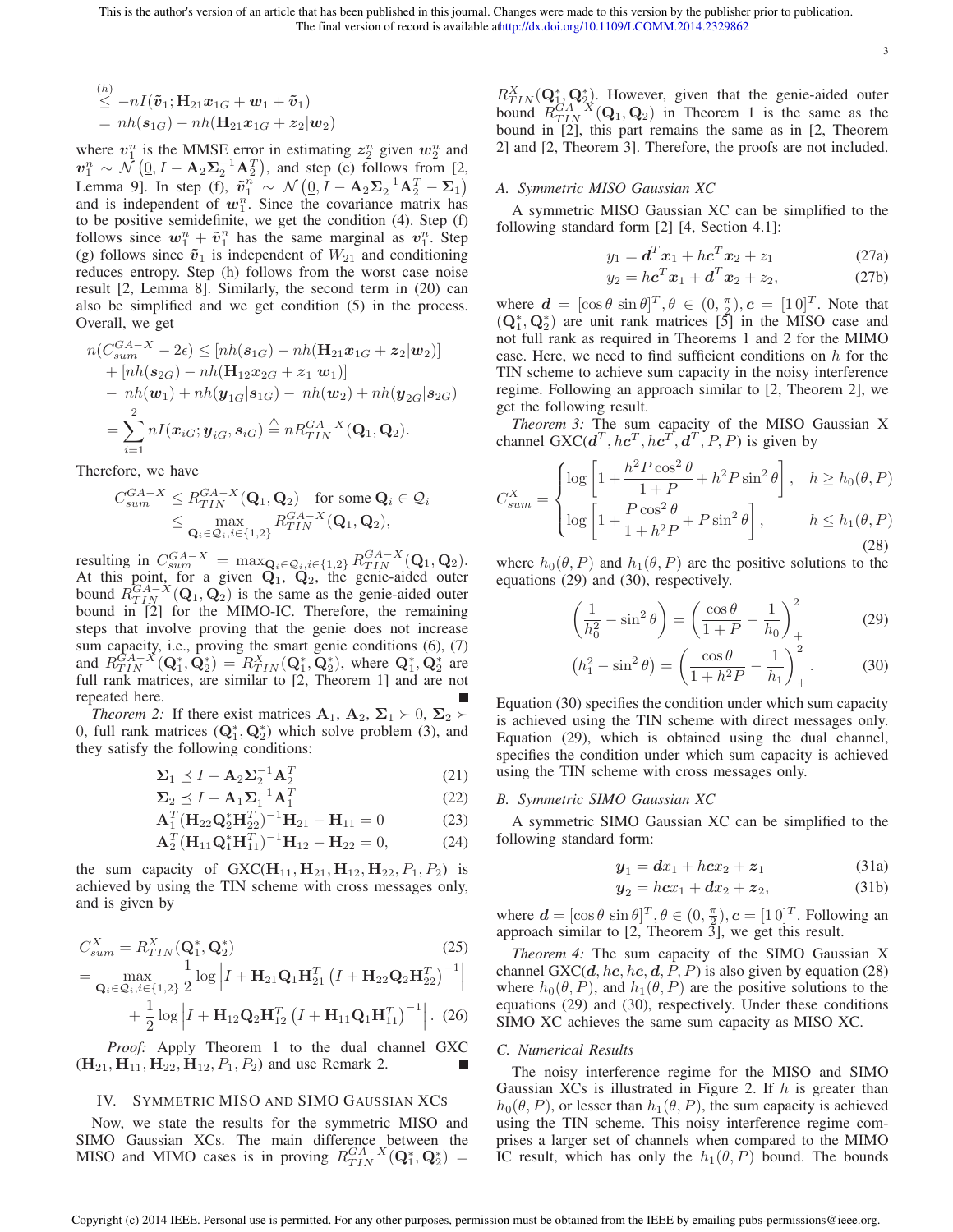$$\overset{(h)}{\leq} -nI(\tilde{\boldsymbol{v}}_1; \mathbf{H}_{21}\boldsymbol{x}_{1G} + \boldsymbol{w}_1 + \tilde{\boldsymbol{v}}_1)$$
$$= nh(\boldsymbol{s}_{1G}) - nh(\mathbf{H}_{21}\boldsymbol{x}_{1G} + \boldsymbol{z}_2|\boldsymbol{w}_2)$$

where $\boldsymbol{v}_1^n$ is the MMSE error in estimating $\boldsymbol{z}_2^n$ given $\boldsymbol{w}_2^n$ and $\boldsymbol{v}_1^n \sim \mathcal{N}\left(\underline{0}, I - \mathbf{A}_2\boldsymbol{\Sigma}_2^{-1}\mathbf{A}_2^T\right)$, and step (e) follows from [2, Lemma 9]. In step (f), $\tilde{\boldsymbol{v}}_1^n \sim \mathcal{N}\left(\underline{0}, I - \mathbf{A}_2\boldsymbol{\Sigma}_2^{-1}\mathbf{A}_2^T - \boldsymbol{\Sigma}_1\right)$ and is independent of $\boldsymbol{w}_1^n$. Since the covariance matrix has to be positive semidefinite, we get the condition (4). Step (f) follows since $\boldsymbol{w}_1^n + \tilde{\boldsymbol{v}}_1^n$ has the same marginal as $\boldsymbol{v}_1^n$. Step (g) follows since $\tilde{\boldsymbol{v}}_1$ is independent of $W_{21}$ and conditioning reduces entropy. Step (h) follows from the worst case noise result [2, Lemma 8]. Similarly, the second term in (20) can also be simplified and we get condition (5) in the process. Overall, we get

$$\begin{aligned}
n(C_{sum}^{GA-X} - 2\epsilon) &\leq [nh(\boldsymbol{s}_{1G}) - nh(\mathbf{H}_{21}\boldsymbol{x}_{1G} + \boldsymbol{z}_2|\boldsymbol{w}_2)] \\
&+ [nh(\boldsymbol{s}_{2G}) - nh(\mathbf{H}_{12}\boldsymbol{x}_{2G} + \boldsymbol{z}_1|\boldsymbol{w}_1)] \\
&- nh(\boldsymbol{w}_1) + nh(\boldsymbol{y}_{1G}|\boldsymbol{s}_{1G}) - nh(\boldsymbol{w}_2) + nh(\boldsymbol{y}_{2G}|\boldsymbol{s}_{2G}) \\
&= \sum_{i=1}^{2} nI(\boldsymbol{x}_{iG}; \boldsymbol{y}_{iG}, \boldsymbol{s}_{iG}) \triangleq nR_{TIN}^{GA-X}(\mathbf{Q}_1, \mathbf{Q}_2).
\end{aligned}$$

Therefore, we have

$$\begin{aligned}
C_{sum}^{GA-X} &\leq R_{TIN}^{GA-X}(\mathbf{Q}_1, \mathbf{Q}_2) \quad \text{for some } \mathbf{Q}_i \in \mathcal{Q}_i \\
&\leq \max_{\mathbf{Q}_i \in \mathcal{Q}_i, i \in \{1,2\}} R_{TIN}^{GA-X}(\mathbf{Q}_1, \mathbf{Q}_2),
\end{aligned}$$

resulting in $C_{sum}^{GA-X} = \max_{\mathbf{Q}_i \in \mathcal{Q}_i, i\in\{1,2\}} R_{TIN}^{GA-X}(\mathbf{Q}_1, \mathbf{Q}_2)$. At this point, for a given $\mathbf{Q}_1$, $\mathbf{Q}_2$, the genie-aided outer bound $R_{TIN}^{GA-X}(\mathbf{Q}_1, \mathbf{Q}_2)$ is the same as the genie-aided outer bound in [2] for the MIMO-IC. Therefore, the remaining steps that involve proving that the genie does not increase sum capacity, i.e., proving the smart genie conditions (6), (7) and $R_{TIN}^{GA-X}(\mathbf{Q}_1^*, \mathbf{Q}_2^*) = R_{TIN}^{X}(\mathbf{Q}_1^*, \mathbf{Q}_2^*)$, where $\mathbf{Q}_1^*, \mathbf{Q}_2^*$ are full rank matrices, are similar to [2, Theorem 1] and are not repeated here. ∎

*Theorem 2:* If there exist matrices $\mathbf{A}_1$, $\mathbf{A}_2$, $\boldsymbol{\Sigma}_1 \succ 0$, $\boldsymbol{\Sigma}_2 \succ 0$, full rank matrices $(\mathbf{Q}_1^*, \mathbf{Q}_2^*)$ which solve problem (3), and they satisfy the following conditions:

$$\boldsymbol{\Sigma}_1 \preceq I - \mathbf{A}_2\boldsymbol{\Sigma}_2^{-1}\mathbf{A}_2^T \tag{21}$$
$$\boldsymbol{\Sigma}_2 \preceq I - \mathbf{A}_1\boldsymbol{\Sigma}_1^{-1}\mathbf{A}_1^T \tag{22}$$
$$\mathbf{A}_1^T(\mathbf{H}_{22}\mathbf{Q}_2^*\mathbf{H}_{22}^T)^{-1}\mathbf{H}_{21} - \mathbf{H}_{11} = 0 \tag{23}$$
$$\mathbf{A}_2^T(\mathbf{H}_{11}\mathbf{Q}_1^*\mathbf{H}_{11}^T)^{-1}\mathbf{H}_{12} - \mathbf{H}_{22} = 0, \tag{24}$$

the sum capacity of $\text{GXC}(\mathbf{H}_{11}, \mathbf{H}_{21}, \mathbf{H}_{12}, \mathbf{H}_{22}, P_1, P_2)$ is achieved by using the TIN scheme with cross messages only, and is given by

$$C_{sum}^{X} = R_{TIN}^{X}(\mathbf{Q}_1^*, \mathbf{Q}_2^*) \tag{25}$$
$$= \max_{\mathbf{Q}_i \in \mathcal{Q}_i, i\in\{1,2\}} \frac{1}{2}\log\left|I + \mathbf{H}_{21}\mathbf{Q}_1\mathbf{H}_{21}^T\left(I + \mathbf{H}_{22}\mathbf{Q}_2\mathbf{H}_{22}^T\right)^{-1}\right|$$
$$+ \frac{1}{2}\log\left|I + \mathbf{H}_{12}\mathbf{Q}_2\mathbf{H}_{12}^T\left(I + \mathbf{H}_{11}\mathbf{Q}_1\mathbf{H}_{11}^T\right)^{-1}\right|. \tag{26}$$

*Proof:* Apply Theorem 1 to the dual channel GXC $(\mathbf{H}_{21}, \mathbf{H}_{11}, \mathbf{H}_{22}, \mathbf{H}_{12}, P_1, P_2)$ and use Remark 2. ∎

## IV. Symmetric MISO and SIMO Gaussian XCs

Now, we state the results for the symmetric MISO and SIMO Gaussian XCs. The main difference between the MISO and MIMO cases is in proving $R_{TIN}^{GA-X}(\mathbf{Q}_1^*, \mathbf{Q}_2^*) = R_{TIN}^{X}(\mathbf{Q}_1^*, \mathbf{Q}_2^*)$. However, given that the genie-aided outer bound $R_{TIN}^{GA-X}(\mathbf{Q}_1, \mathbf{Q}_2)$ in Theorem 1 is the same as the bound in [2], this part remains the same as in [2, Theorem 2] and [2, Theorem 3]. Therefore, the proofs are not included.

### A. Symmetric MISO Gaussian XC

A symmetric MISO Gaussian XC can be simplified to the following standard form [2] [4, Section 4.1]:

$$y_1 = \boldsymbol{d}^T\boldsymbol{x}_1 + h\boldsymbol{c}^T\boldsymbol{x}_2 + z_1 \tag{27a}$$
$$y_2 = h\boldsymbol{c}^T\boldsymbol{x}_1 + \boldsymbol{d}^T\boldsymbol{x}_2 + z_2, \tag{27b}$$

where $\boldsymbol{d} = [\cos\theta \sin\theta]^T, \theta \in (0, \frac{\pi}{2}), \boldsymbol{c} = [1\,0]^T$. Note that $(\mathbf{Q}_1^*, \mathbf{Q}_2^*)$ are unit rank matrices [5] in the MISO case and not full rank as required in Theorems 1 and 2 for the MIMO case. Here, we need to find sufficient conditions on $h$ for the TIN scheme to achieve sum capacity in the noisy interference regime. Following an approach similar to [2, Theorem 2], we get the following result.

*Theorem 3:* The sum capacity of the MISO Gaussian X channel $\text{GXC}(\boldsymbol{d}^T, h\boldsymbol{c}^T, h\boldsymbol{c}^T, \boldsymbol{d}^T, P, P)$ is given by

$$C_{sum}^{X} = \begin{cases} \log\left[1 + \dfrac{h^2P\cos^2\theta}{1+P} + h^2P\sin^2\theta\right], & h \geq h_0(\theta, P) \\ \log\left[1 + \dfrac{P\cos^2\theta}{1+h^2P} + P\sin^2\theta\right], & h \leq h_1(\theta, P) \end{cases} \tag{28}$$

where $h_0(\theta, P)$ and $h_1(\theta, P)$ are the positive solutions to the equations (29) and (30), respectively.

$$\left(\frac{1}{h_0^2} - \sin^2\theta\right) = \left(\frac{\cos\theta}{1+P} - \frac{1}{h_0}\right)_+^2 \tag{29}$$
$$\left(h_1^2 - \sin^2\theta\right) = \left(\frac{\cos\theta}{1+h^2P} - \frac{1}{h_1}\right)_+^2. \tag{30}$$

Equation (30) specifies the condition under which sum capacity is achieved using the TIN scheme with direct messages only. Equation (29), which is obtained using the dual channel, specifies the condition under which sum capacity is achieved using the TIN scheme with cross messages only.

### B. Symmetric SIMO Gaussian XC

A symmetric SIMO Gaussian XC can be simplified to the following standard form:

$$\boldsymbol{y}_1 = \boldsymbol{d}x_1 + h\boldsymbol{c}x_2 + \boldsymbol{z}_1 \tag{31a}$$
$$\boldsymbol{y}_2 = h\boldsymbol{c}x_1 + \boldsymbol{d}x_2 + \boldsymbol{z}_2, \tag{31b}$$

where $\boldsymbol{d} = [\cos\theta \sin\theta]^T, \theta \in (0, \frac{\pi}{2}), \boldsymbol{c} = [1\,0]^T$. Following an approach similar to [2, Theorem 3], we get this result.

*Theorem 4:* The sum capacity of the SIMO Gaussian X channel $\text{GXC}(\boldsymbol{d}, h\boldsymbol{c}, h\boldsymbol{c}, \boldsymbol{d}, P, P)$ is also given by equation (28) where $h_0(\theta, P)$, and $h_1(\theta, P)$ are the positive solutions to the equations (29) and (30), respectively. Under these conditions SIMO XC achieves the same sum capacity as MISO XC.

### C. Numerical Results

The noisy interference regime for the MISO and SIMO Gaussian XCs is illustrated in Figure 2. If $h$ is greater than $h_0(\theta, P)$, or lesser than $h_1(\theta, P)$, the sum capacity is achieved using the TIN scheme. This noisy interference regime comprises a larger set of channels when compared to the MIMO IC result, which has only the $h_1(\theta, P)$ bound. The bounds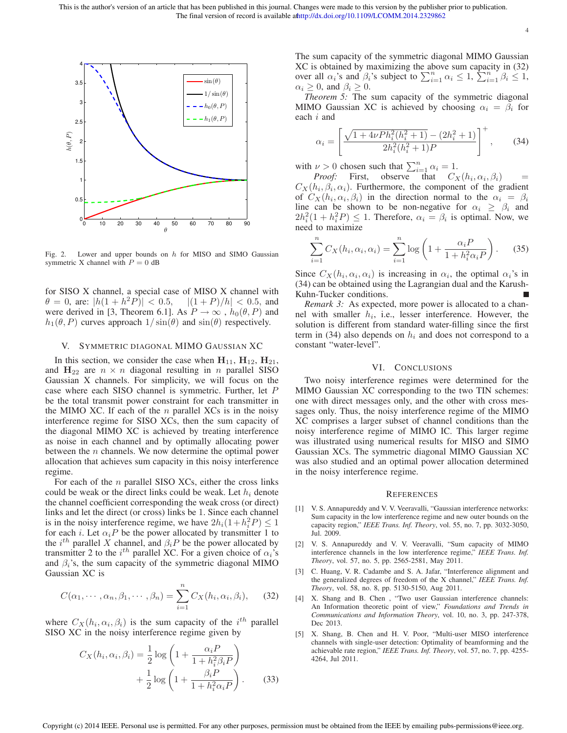This is the author's version of an article that has been published in this journal. Changes were made to this version by the publisher prior to publication.
The final version of record is available at http://dx.doi.org/10.1109/LCOMM.2014.2329862

4
3.5
3
2.5
2
1.5
1
0.5
0
$h(\theta, P)$
0 10 20 30 40 50 60 70 80 90
$\theta$
$\sin(\theta)$
$1/\sin(\theta)$
$h_0(\theta, P)$
$h_1(\theta, P)$

Fig. 2. Lower and upper bounds on $h$ for MISO and SIMO Gaussian symmetric X channel with $P = 0$ dB

for SISO X channel, a special case of MISO X channel with $\theta = 0$, are: $|h(1 + h^2P)| < 0.5$, $|(1 + P)/h| < 0.5$, and were derived in [3, Theorem 6.1]. As $P \to \infty$ , $h_0(\theta, P)$ and $h_1(\theta, P)$ curves approach $1/\sin(\theta)$ and $\sin(\theta)$ respectively.

## V. Symmetric diagonal MIMO Gaussian XC

In this section, we consider the case when $\mathbf{H}_{11}$, $\mathbf{H}_{12}$, $\mathbf{H}_{21}$, and $\mathbf{H}_{22}$ are $n \times n$ diagonal resulting in $n$ parallel SISO Gaussian X channels. For simplicity, we will focus on the case where each SISO channel is symmetric. Further, let $P$ be the total transmit power constraint for each transmitter in the MIMO XC. If each of the $n$ parallel XCs is in the noisy interference regime for SISO XCs, then the sum capacity of the diagonal MIMO XC is achieved by treating interference as noise in each channel and by optimally allocating power between the $n$ channels. We now determine the optimal power allocation that achieves sum capacity in this noisy interference regime.

For each of the $n$ parallel SISO XCs, either the cross links could be weak or the direct links could be weak. Let $h_i$ denote the channel coefficient corresponding the weak cross (or direct) links and let the direct (or cross) links be 1. Since each channel is in the noisy interference regime, we have $2h_i(1+h_i^2P) \le 1$ for each $i$. Let $\alpha_i P$ be the power allocated by transmitter 1 to the $i^{th}$ parallel $X$ channel, and $\beta_i P$ be the power allocated by transmitter 2 to the $i^{th}$ parallel XC. For a given choice of $\alpha_i$'s and $\beta_i$'s, the sum capacity of the symmetric diagonal MIMO Gaussian XC is

$$C(\alpha_1, \cdots, \alpha_n, \beta_1, \cdots, \beta_n) = \sum_{i=1}^{n} C_X(h_i, \alpha_i, \beta_i), \qquad (32)$$

where $C_X(h_i, \alpha_i, \beta_i)$ is the sum capacity of the $i^{th}$ parallel SISO XC in the noisy interference regime given by

$$C_X(h_i, \alpha_i, \beta_i) = \frac{1}{2}\log\left(1 + \frac{\alpha_i P}{1 + h_i^2\beta_i P}\right) + \frac{1}{2}\log\left(1 + \frac{\beta_i P}{1 + h_i^2\alpha_i P}\right). \qquad (33)$$

The sum capacity of the symmetric diagonal MIMO Gaussian XC is obtained by maximizing the above sum capacity in (32) over all $\alpha_i$'s and $\beta_i$'s subject to $\sum_{i=1}^{n}\alpha_i \le 1$, $\sum_{i=1}^{n}\beta_i \le 1$, $\alpha_i \ge 0$, and $\beta_i \ge 0$.

*Theorem 5:* The sum capacity of the symmetric diagonal MIMO Gaussian XC is achieved by choosing $\alpha_i = \beta_i$ for each $i$ and

$$\alpha_i = \left[\frac{\sqrt{1 + 4\nu P h_i^2(h_i^2+1)} - (2h_i^2+1)}{2h_i^2(h_i^2+1)P}\right]^+, \qquad (34)$$

with $\nu > 0$ chosen such that $\sum_{i=1}^{n}\alpha_i = 1$.

*Proof:* First, observe that $C_X(h_i, \alpha_i, \beta_i) = C_X(h_i, \beta_i, \alpha_i)$. Furthermore, the component of the gradient of $C_X(h_i, \alpha_i, \beta_i)$ in the direction normal to the $\alpha_i = \beta_i$ line can be shown to be non-negative for $\alpha_i \ge \beta_i$ and $2h_i^2(1 + h_i^2P) \le 1$. Therefore, $\alpha_i = \beta_i$ is optimal. Now, we need to maximize

$$\sum_{i=1}^{n} C_X(h_i, \alpha_i, \alpha_i) = \sum_{i=1}^{n}\log\left(1 + \frac{\alpha_i P}{1 + h_i^2\alpha_i P}\right). \qquad (35)$$

Since $C_X(h_i, \alpha_i, \alpha_i)$ is increasing in $\alpha_i$, the optimal $\alpha_i$'s in (34) can be obtained using the Lagrangian dual and the Karush-Kuhn-Tucker conditions. ■

*Remark 3:* As expected, more power is allocated to a channel with smaller $h_i$, i.e., lesser interference. However, the solution is different from standard water-filling since the first term in (34) also depends on $h_i$ and does not correspond to a constant "water-level".

## VI. Conclusions

Two noisy interference regimes were determined for the MIMO Gaussian XC corresponding to the two TIN schemes: one with direct messages only, and the other with cross messages only. Thus, the noisy interference regime of the MIMO XC comprises a larger subset of channel conditions than the noisy interference regime of MIMO IC. This larger regime was illustrated using numerical results for MISO and SIMO Gaussian XCs. The symmetric diagonal MIMO Gaussian XC was also studied and an optimal power allocation determined in the noisy interference regime.

## References

[1] V. S. Annapureddy and V. V. Veeravalli, "Gaussian interference networks: Sum capacity in the low interference regime and new outer bounds on the capacity region," *IEEE Trans. Inf. Theory*, vol. 55, no. 7, pp. 3032-3050, Jul. 2009.

[2] V. S. Annapureddy and V. V. Veeravalli, "Sum capacity of MIMO interference channels in the low interference regime," *IEEE Trans. Inf. Theory*, vol. 57, no. 5, pp. 2565-2581, May 2011.

[3] C. Huang, V. R. Cadambe and S. A. Jafar, "Interference alignment and the generalized degrees of freedom of the X channel," *IEEE Trans. Inf. Theory*, vol. 58, no. 8, pp. 5130-5150, Aug 2011.

[4] X. Shang and B. Chen , "Two user Gaussian interference channels: An information theoretic point of view," *Foundations and Trends in Communications and Information Theory*, vol. 10, no. 3, pp. 247-378, Dec 2013.

[5] X. Shang, B. Chen and H. V. Poor, "Multi-user MISO interference channels with single-user detection: Optimality of beamforming and the achievable rate region," *IEEE Trans. Inf. Theory*, vol. 57, no. 7, pp. 4255-4264, Jul 2011.

Copyright (c) 2014 IEEE. Personal use is permitted. For any other purposes, permission must be obtained from the IEEE by emailing pubs-permissions@ieee.org.